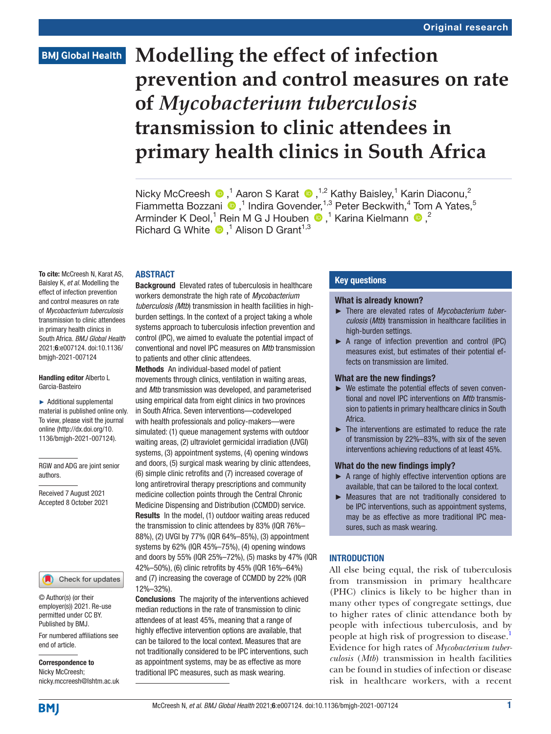Original research

BMJ Global Health

# Modelling the effect of infection prevention and control measures on rate of *Mycobacterium tuberculosis* transmission to clinic attendees in primary health clinics in South Africa

Nicky McCreesh ,[1] Aaron S Karat ,[1,2] Kathy Baisley,[1] Karin Diaconu,[2] Fiammetta Bozzani ,[1] Indira Govender,[1,3] Peter Beckwith,[4] Tom A Yates,[5] Arminder K Deol,[1] Rein M G J Houben ,[1] Karina Kielmann ,[2] Richard G White ,[1] Alison D Grant[1,3]

**To cite:** McCreesh N, Karat AS, Baisley K, *et al*. Modelling the effect of infection prevention and control measures on rate of *Mycobacterium tuberculosis* transmission to clinic attendees in primary health clinics in South Africa. *BMJ Global Health* 2021;**6**:e007124. doi:10.1136/bmjgh-2021-007124

**Handling editor** Alberto L Garcia-Basteiro

► Additional supplemental material is published online only. To view, please visit the journal online (http://dx.doi.org/10.1136/bmjgh-2021-007124).

RGW and ADG are joint senior authors.

Received 7 August 2021
Accepted 8 October 2021

© Author(s) (or their employer(s)) 2021. Re-use permitted under CC BY. Published by BMJ.

For numbered affiliations see end of article.

**Correspondence to**
Nicky McCreesh;
nicky.mccreesh@lshtm.ac.uk

## ABSTRACT

**Background** Elevated rates of tuberculosis in healthcare workers demonstrate the high rate of *Mycobacterium tuberculosis (Mtb)* transmission in health facilities in high-burden settings. In the context of a project taking a whole systems approach to tuberculosis infection prevention and control (IPC), we aimed to evaluate the potential impact of conventional and novel IPC measures on *Mtb* transmission to patients and other clinic attendees.

**Methods** An individual-based model of patient movements through clinics, ventilation in waiting areas, and *Mtb* transmission was developed, and parameterised using empirical data from eight clinics in two provinces in South Africa. Seven interventions—codeveloped with health professionals and policy-makers—were simulated: (1) queue management systems with outdoor waiting areas, (2) ultraviolet germicidal irradiation (UVGI) systems, (3) appointment systems, (4) opening windows and doors, (5) surgical mask wearing by clinic attendees, (6) simple clinic retrofits and (7) increased coverage of long antiretroviral therapy prescriptions and community medicine collection points through the Central Chronic Medicine Dispensing and Distribution (CCMDD) service.

**Results** In the model, (1) outdoor waiting areas reduced the transmission to clinic attendees by 83% (IQR 76%–88%), (2) UVGI by 77% (IQR 64%–85%), (3) appointment systems by 62% (IQR 45%–75%), (4) opening windows and doors by 55% (IQR 25%–72%), (5) masks by 47% (IQR 42%–50%), (6) clinic retrofits by 45% (IQR 16%–64%) and (7) increasing the coverage of CCMDD by 22% (IQR 12%–32%).

**Conclusions** The majority of the interventions achieved median reductions in the rate of transmission to clinic attendees of at least 45%, meaning that a range of highly effective intervention options are available, that can be tailored to the local context. Measures that are not traditionally considered to be IPC interventions, such as appointment systems, may be as effective as more traditional IPC measures, such as mask wearing.

### Key questions

**What is already known?**

- ► There are elevated rates of *Mycobacterium tuberculosis* (*Mtb*) transmission in healthcare facilities in high-burden settings.
- ► A range of infection prevention and control (IPC) measures exist, but estimates of their potential effects on transmission are limited.

**What are the new findings?**

- ► We estimate the potential effects of seven conventional and novel IPC interventions on *Mtb* transmission to patients in primary healthcare clinics in South Africa.
- ► The interventions are estimated to reduce the rate of transmission by 22%–83%, with six of the seven interventions achieving reductions of at least 45%.

**What do the new findings imply?**

- ► A range of highly effective intervention options are available, that can be tailored to the local context.
- ► Measures that are not traditionally considered to be IPC interventions, such as appointment systems, may be as effective as more traditional IPC measures, such as mask wearing.

## INTRODUCTION

All else being equal, the risk of tuberculosis from transmission in primary healthcare (PHC) clinics is likely to be higher than in many other types of congregate settings, due to higher rates of clinic attendance both by people with infectious tuberculosis, and by people at high risk of progression to disease.[1] Evidence for high rates of *Mycobacterium tuberculosis* (*Mtb*) transmission in health facilities can be found in studies of infection or disease risk in healthcare workers, with a recent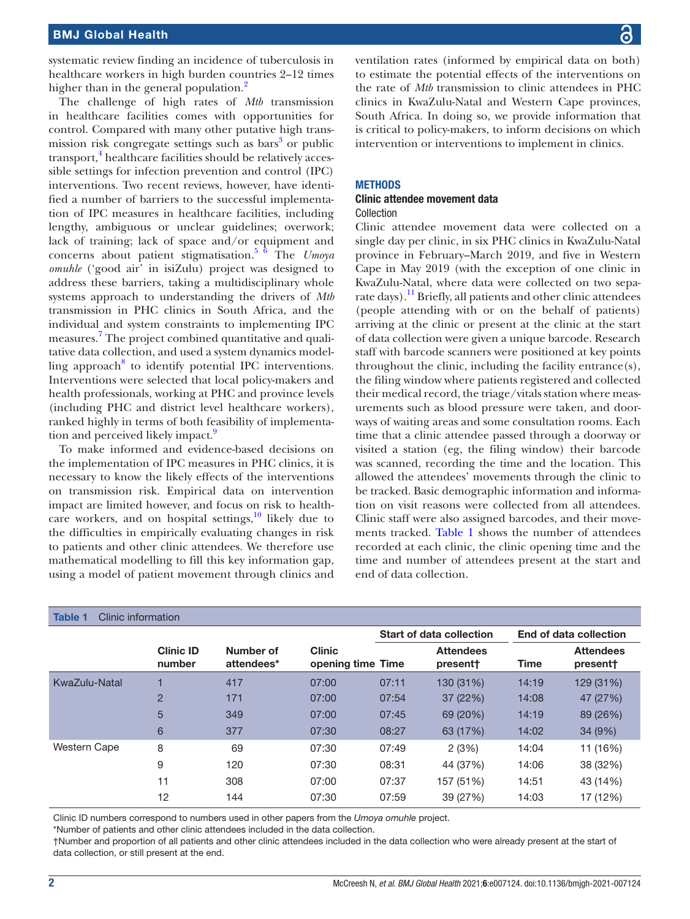systematic review finding an incidence of tuberculosis in healthcare workers in high burden countries 2–12 times higher than in the general population.[2]

The challenge of high rates of *Mtb* transmission in healthcare facilities comes with opportunities for control. Compared with many other putative high transmission risk congregate settings such as bars[3] or public transport,[4] healthcare facilities should be relatively accessible settings for infection prevention and control (IPC) interventions. Two recent reviews, however, have identified a number of barriers to the successful implementation of IPC measures in healthcare facilities, including lengthy, ambiguous or unclear guidelines; overwork; lack of training; lack of space and/or equipment and concerns about patient stigmatisation.[5 6] The *Umoya omuhle* ('good air' in isiZulu) project was designed to address these barriers, taking a multidisciplinary whole systems approach to understanding the drivers of *Mtb* transmission in PHC clinics in South Africa, and the individual and system constraints to implementing IPC measures.[7] The project combined quantitative and qualitative data collection, and used a system dynamics modelling approach[8] to identify potential IPC interventions. Interventions were selected that local policy-makers and health professionals, working at PHC and province levels (including PHC and district level healthcare workers), ranked highly in terms of both feasibility of implementation and perceived likely impact.[9]

To make informed and evidence-based decisions on the implementation of IPC measures in PHC clinics, it is necessary to know the likely effects of the interventions on transmission risk. Empirical data on intervention impact are limited however, and focus on risk to healthcare workers, and on hospital settings,[10] likely due to the difficulties in empirically evaluating changes in risk to patients and other clinic attendees. We therefore use mathematical modelling to fill this key information gap, using a model of patient movement through clinics and ventilation rates (informed by empirical data on both) to estimate the potential effects of the interventions on the rate of *Mtb* transmission to clinic attendees in PHC clinics in KwaZulu-Natal and Western Cape provinces, South Africa. In doing so, we provide information that is critical to policy-makers, to inform decisions on which intervention or interventions to implement in clinics.

## METHODS

### Clinic attendee movement data

#### Collection

Clinic attendee movement data were collected on a single day per clinic, in six PHC clinics in KwaZulu-Natal province in February–March 2019, and five in Western Cape in May 2019 (with the exception of one clinic in KwaZulu-Natal, where data were collected on two separate days).[11] Briefly, all patients and other clinic attendees (people attending with or on the behalf of patients) arriving at the clinic or present at the clinic at the start of data collection were given a unique barcode. Research staff with barcode scanners were positioned at key points throughout the clinic, including the facility entrance(s), the filing window where patients registered and collected their medical record, the triage/vitals station where measurements such as blood pressure were taken, and doorways of waiting areas and some consultation rooms. Each time that a clinic attendee passed through a doorway or visited a station (eg, the filing window) their barcode was scanned, recording the time and the location. This allowed the attendees' movements through the clinic to be tracked. Basic demographic information and information on visit reasons were collected from all attendees. Clinic staff were also assigned barcodes, and their movements tracked. Table 1 shows the number of attendees recorded at each clinic, the clinic opening time and the time and number of attendees present at the start and end of data collection.

**Table 1** Clinic information

| | Clinic ID number | Number of attendees* | Clinic opening time | Start of data collection | | End of data collection | |
|---|---|---|---|---|---|---|---|
| | | | | Time | Attendees present† | Time | Attendees present† |
| KwaZulu-Natal | 1 | 417 | 07:00 | 07:11 | 130 (31%) | 14:19 | 129 (31%) |
| | 2 | 171 | 07:00 | 07:54 | 37 (22%) | 14:08 | 47 (27%) |
| | 5 | 349 | 07:00 | 07:45 | 69 (20%) | 14:19 | 89 (26%) |
| | 6 | 377 | 07:30 | 08:27 | 63 (17%) | 14:02 | 34 (9%) |
| Western Cape | 8 | 69 | 07:30 | 07:49 | 2 (3%) | 14:04 | 11 (16%) |
| | 9 | 120 | 07:30 | 08:31 | 44 (37%) | 14:06 | 38 (32%) |
| | 11 | 308 | 07:00 | 07:37 | 157 (51%) | 14:51 | 43 (14%) |
| | 12 | 144 | 07:30 | 07:59 | 39 (27%) | 14:03 | 17 (12%) |

Clinic ID numbers correspond to numbers used in other papers from the *Umoya omuhle* project.

*Number of patients and other clinic attendees included in the data collection.

†Number and proportion of all patients and other clinic attendees included in the data collection who were already present at the start of data collection, or still present at the end.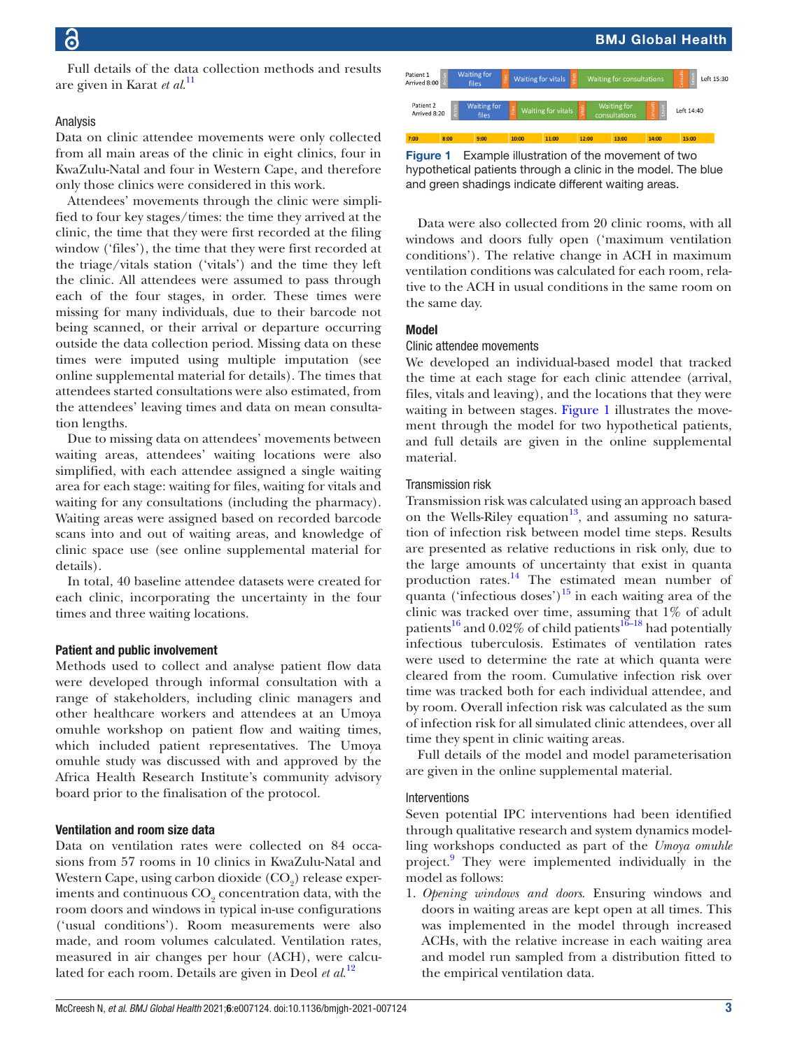Full details of the data collection methods and results are given in Karat *et al*.[11]

### Analysis

Data on clinic attendee movements were only collected from all main areas of the clinic in eight clinics, four in KwaZulu-Natal and four in Western Cape, and therefore only those clinics were considered in this work.

Attendees' movements through the clinic were simplified to four key stages/times: the time they arrived at the clinic, the time that they were first recorded at the filing window ('files'), the time that they were first recorded at the triage/vitals station ('vitals') and the time they left the clinic. All attendees were assumed to pass through each of the four stages, in order. These times were missing for many individuals, due to their barcode not being scanned, or their arrival or departure occurring outside the data collection period. Missing data on these times were imputed using multiple imputation (see online supplemental material for details). The times that attendees started consultations were also estimated, from the attendees' leaving times and data on mean consultation lengths.

Due to missing data on attendees' movements between waiting areas, attendees' waiting locations were also simplified, with each attendee assigned a single waiting area for each stage: waiting for files, waiting for vitals and waiting for any consultations (including the pharmacy). Waiting areas were assigned based on recorded barcode scans into and out of waiting areas, and knowledge of clinic space use (see online supplemental material for details).

In total, 40 baseline attendee datasets were created for each clinic, incorporating the uncertainty in the four times and three waiting locations.

## Patient and public involvement

Methods used to collect and analyse patient flow data were developed through informal consultation with a range of stakeholders, including clinic managers and other healthcare workers and attendees at an Umoya omuhle workshop on patient flow and waiting times, which included patient representatives. The Umoya omuhle study was discussed with and approved by the Africa Health Research Institute's community advisory board prior to the finalisation of the protocol.

## Ventilation and room size data

Data on ventilation rates were collected on 84 occasions from 57 rooms in 10 clinics in KwaZulu-Natal and Western Cape, using carbon dioxide ($CO_2$) release experiments and continuous $CO_2$ concentration data, with the room doors and windows in typical in-use configurations ('usual conditions'). Room measurements were also made, and room volumes calculated. Ventilation rates, measured in air changes per hour (ACH), were calculated for each room. Details are given in Deol *et al*.[12]

Figure 1 Example illustration of the movement of two hypothetical patients through a clinic in the model. The blue and green shadings indicate different waiting areas.

Data were also collected from 20 clinic rooms, with all windows and doors fully open ('maximum ventilation conditions'). The relative change in ACH in maximum ventilation conditions was calculated for each room, relative to the ACH in usual conditions in the same room on the same day.

## Model

### Clinic attendee movements

We developed an individual-based model that tracked the time at each stage for each clinic attendee (arrival, files, vitals and leaving), and the locations that they were waiting in between stages. Figure 1 illustrates the movement through the model for two hypothetical patients, and full details are given in the online supplemental material.

### Transmission risk

Transmission risk was calculated using an approach based on the Wells-Riley equation[13], and assuming no saturation of infection risk between model time steps. Results are presented as relative reductions in risk only, due to the large amounts of uncertainty that exist in quanta production rates.[14] The estimated mean number of quanta ('infectious doses')[15] in each waiting area of the clinic was tracked over time, assuming that 1% of adult patients[16] and 0.02% of child patients[16–18] had potentially infectious tuberculosis. Estimates of ventilation rates were used to determine the rate at which quanta were cleared from the room. Cumulative infection risk over time was tracked both for each individual attendee, and by room. Overall infection risk was calculated as the sum of infection risk for all simulated clinic attendees, over all time they spent in clinic waiting areas.

Full details of the model and model parameterisation are given in the online supplemental material.

### Interventions

Seven potential IPC interventions had been identified through qualitative research and system dynamics modelling workshops conducted as part of the *Umoya omuhle* project.[9] They were implemented individually in the model as follows:

1. *Opening windows and doors.* Ensuring windows and doors in waiting areas are kept open at all times. This was implemented in the model through increased ACHs, with the relative increase in each waiting area and model run sampled from a distribution fitted to the empirical ventilation data.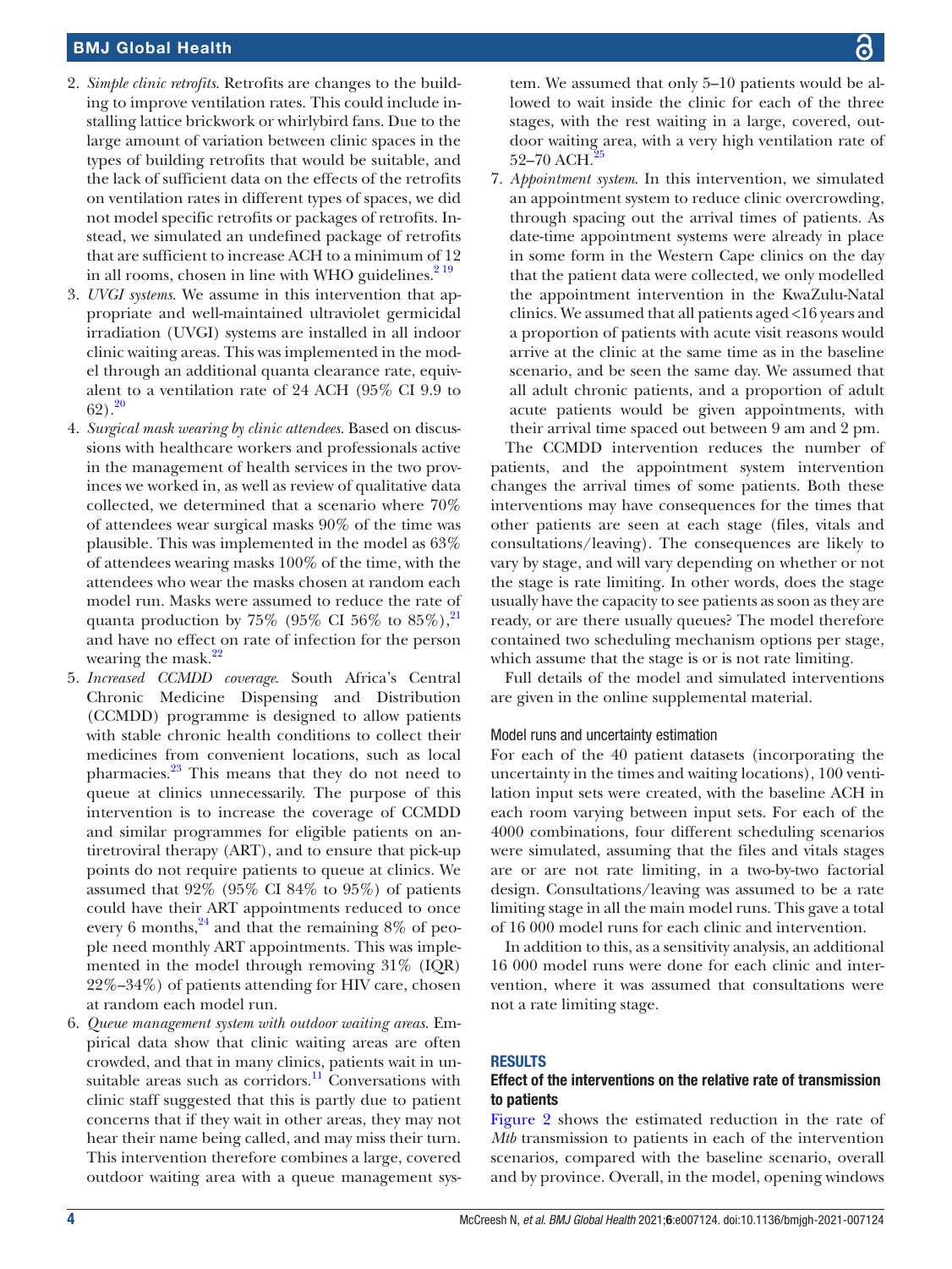2. *Simple clinic retrofits*. Retrofits are changes to the building to improve ventilation rates. This could include installing lattice brickwork or whirlybird fans. Due to the large amount of variation between clinic spaces in the types of building retrofits that would be suitable, and the lack of sufficient data on the effects of the retrofits on ventilation rates in different types of spaces, we did not model specific retrofits or packages of retrofits. Instead, we simulated an undefined package of retrofits that are sufficient to increase ACH to a minimum of 12 in all rooms, chosen in line with WHO guidelines.[2 19]
3. *UVGI systems*. We assume in this intervention that appropriate and well-maintained ultraviolet germicidal irradiation (UVGI) systems are installed in all indoor clinic waiting areas. This was implemented in the model through an additional quanta clearance rate, equivalent to a ventilation rate of 24 ACH (95% CI 9.9 to 62).[20]
4. *Surgical mask wearing by clinic attendees*. Based on discussions with healthcare workers and professionals active in the management of health services in the two provinces we worked in, as well as review of qualitative data collected, we determined that a scenario where 70% of attendees wear surgical masks 90% of the time was plausible. This was implemented in the model as 63% of attendees wearing masks 100% of the time, with the attendees who wear the masks chosen at random each model run. Masks were assumed to reduce the rate of quanta production by 75% (95% CI 56% to 85%),[21] and have no effect on rate of infection for the person wearing the mask.[22]
5. *Increased CCMDD coverage*. South Africa's Central Chronic Medicine Dispensing and Distribution (CCMDD) programme is designed to allow patients with stable chronic health conditions to collect their medicines from convenient locations, such as local pharmacies.[23] This means that they do not need to queue at clinics unnecessarily. The purpose of this intervention is to increase the coverage of CCMDD and similar programmes for eligible patients on antiretroviral therapy (ART), and to ensure that pick-up points do not require patients to queue at clinics. We assumed that 92% (95% CI 84% to 95%) of patients could have their ART appointments reduced to once every 6 months,[24] and that the remaining 8% of people need monthly ART appointments. This was implemented in the model through removing 31% (IQR) 22%–34%) of patients attending for HIV care, chosen at random each model run.
6. *Queue management system with outdoor waiting areas*. Empirical data show that clinic waiting areas are often crowded, and that in many clinics, patients wait in unsuitable areas such as corridors.[11] Conversations with clinic staff suggested that this is partly due to patient concerns that if they wait in other areas, they may not hear their name being called, and may miss their turn. This intervention therefore combines a large, covered outdoor waiting area with a queue management system. We assumed that only 5–10 patients would be allowed to wait inside the clinic for each of the three stages, with the rest waiting in a large, covered, outdoor waiting area, with a very high ventilation rate of 52–70 ACH.[25]
7. *Appointment system*. In this intervention, we simulated an appointment system to reduce clinic overcrowding, through spacing out the arrival times of patients. As date-time appointment systems were already in place in some form in the Western Cape clinics on the day that the patient data were collected, we only modelled the appointment intervention in the KwaZulu-Natal clinics. We assumed that all patients aged <16 years and a proportion of patients with acute visit reasons would arrive at the clinic at the same time as in the baseline scenario, and be seen the same day. We assumed that all adult chronic patients, and a proportion of adult acute patients would be given appointments, with their arrival time spaced out between 9 am and 2 pm.

The CCMDD intervention reduces the number of patients, and the appointment system intervention changes the arrival times of some patients. Both these interventions may have consequences for the times that other patients are seen at each stage (files, vitals and consultations/leaving). The consequences are likely to vary by stage, and will vary depending on whether or not the stage is rate limiting. In other words, does the stage usually have the capacity to see patients as soon as they are ready, or are there usually queues? The model therefore contained two scheduling mechanism options per stage, which assume that the stage is or is not rate limiting.

Full details of the model and simulated interventions are given in the online supplemental material.

#### Model runs and uncertainty estimation

For each of the 40 patient datasets (incorporating the uncertainty in the times and waiting locations), 100 ventilation input sets were created, with the baseline ACH in each room varying between input sets. For each of the 4000 combinations, four different scheduling scenarios were simulated, assuming that the files and vitals stages are or are not rate limiting, in a two-by-two factorial design. Consultations/leaving was assumed to be a rate limiting stage in all the main model runs. This gave a total of 16 000 model runs for each clinic and intervention.

In addition to this, as a sensitivity analysis, an additional 16 000 model runs were done for each clinic and intervention, where it was assumed that consultations were not a rate limiting stage.

## RESULTS

### Effect of the interventions on the relative rate of transmission to patients

Figure 2 shows the estimated reduction in the rate of *Mtb* transmission to patients in each of the intervention scenarios, compared with the baseline scenario, overall and by province. Overall, in the model, opening windows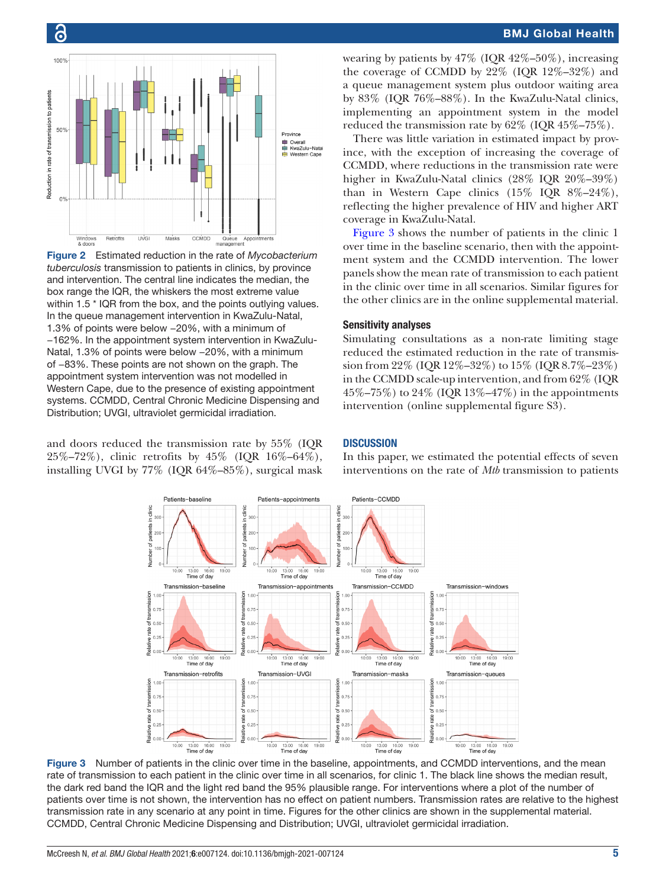Figure 2 Estimated reduction in the rate of *Mycobacterium tuberculosis* transmission to patients in clinics, by province and intervention. The central line indicates the median, the box range the IQR, the whiskers the most extreme value within 1.5 * IQR from the box, and the points outlying values. In the queue management intervention in KwaZulu-Natal, 1.3% of points were below −20%, with a minimum of −162%. In the appointment system intervention in KwaZulu-Natal, 1.3% of points were below −20%, with a minimum of −83%. These points are not shown on the graph. The appointment system intervention was not modelled in Western Cape, due to the presence of existing appointment systems. CCMDD, Central Chronic Medicine Dispensing and Distribution; UVGI, ultraviolet germicidal irradiation.

and doors reduced the transmission rate by 55% (IQR 25%–72%), clinic retrofits by 45% (IQR 16%–64%), installing UVGI by 77% (IQR 64%–85%), surgical mask wearing by patients by 47% (IQR 42%–50%), increasing the coverage of CCMDD by 22% (IQR 12%–32%) and a queue management system plus outdoor waiting area by 83% (IQR 76%–88%). In the KwaZulu-Natal clinics, implementing an appointment system in the model reduced the transmission rate by 62% (IQR 45%–75%).

There was little variation in estimated impact by province, with the exception of increasing the coverage of CCMDD, where reductions in the transmission rate were higher in KwaZulu-Natal clinics (28% IQR 20%–39%) than in Western Cape clinics (15% IQR 8%–24%), reflecting the higher prevalence of HIV and higher ART coverage in KwaZulu-Natal.

Figure 3 shows the number of patients in the clinic 1 over time in the baseline scenario, then with the appointment system and the CCMDD intervention. The lower panels show the mean rate of transmission to each patient in the clinic over time in all scenarios. Similar figures for the other clinics are in the online supplemental material.

### Sensitivity analyses

Simulating consultations as a non-rate limiting stage reduced the estimated reduction in the rate of transmission from 22% (IQR 12%–32%) to 15% (IQR 8.7%–23%) in the CCMDD scale-up intervention, and from 62% (IQR 45%–75%) to 24% (IQR 13%–47%) in the appointments intervention (online supplemental figure S3).

## DISCUSSION

In this paper, we estimated the potential effects of seven interventions on the rate of *Mtb* transmission to patients

Figure 3 Number of patients in the clinic over time in the baseline, appointments, and CCMDD interventions, and the mean rate of transmission to each patient in the clinic over time in all scenarios, for clinic 1. The black line shows the median result, the dark red band the IQR and the light red band the 95% plausible range. For interventions where a plot of the number of patients over time is not shown, the intervention has no effect on patient numbers. Transmission rates are relative to the highest transmission rate in any scenario at any point in time. Figures for the other clinics are shown in the supplemental material. CCMDD, Central Chronic Medicine Dispensing and Distribution; UVGI, ultraviolet germicidal irradiation.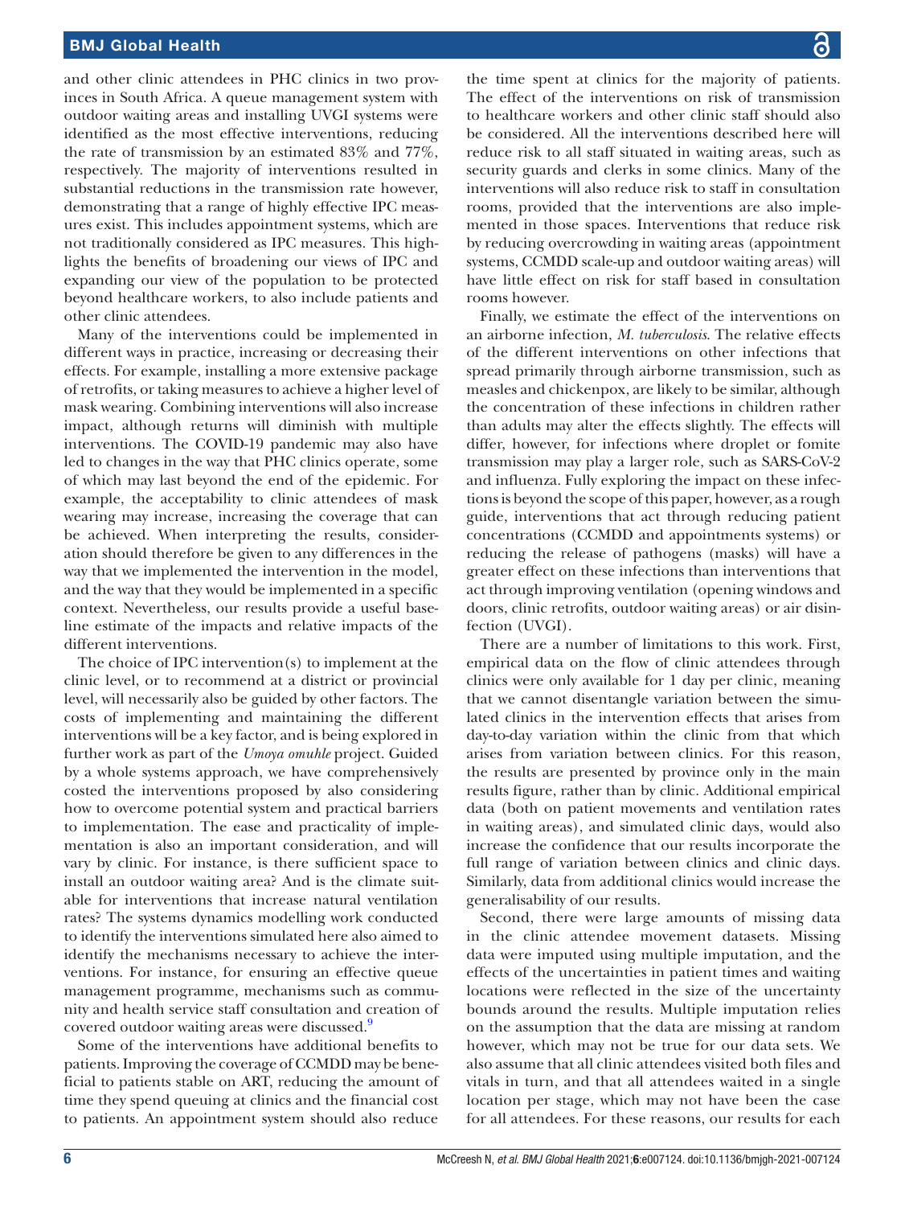and other clinic attendees in PHC clinics in two provinces in South Africa. A queue management system with outdoor waiting areas and installing UVGI systems were identified as the most effective interventions, reducing the rate of transmission by an estimated 83% and 77%, respectively. The majority of interventions resulted in substantial reductions in the transmission rate however, demonstrating that a range of highly effective IPC measures exist. This includes appointment systems, which are not traditionally considered as IPC measures. This highlights the benefits of broadening our views of IPC and expanding our view of the population to be protected beyond healthcare workers, to also include patients and other clinic attendees.

Many of the interventions could be implemented in different ways in practice, increasing or decreasing their effects. For example, installing a more extensive package of retrofits, or taking measures to achieve a higher level of mask wearing. Combining interventions will also increase impact, although returns will diminish with multiple interventions. The COVID-19 pandemic may also have led to changes in the way that PHC clinics operate, some of which may last beyond the end of the epidemic. For example, the acceptability to clinic attendees of mask wearing may increase, increasing the coverage that can be achieved. When interpreting the results, consideration should therefore be given to any differences in the way that we implemented the intervention in the model, and the way that they would be implemented in a specific context. Nevertheless, our results provide a useful baseline estimate of the impacts and relative impacts of the different interventions.

The choice of IPC intervention(s) to implement at the clinic level, or to recommend at a district or provincial level, will necessarily also be guided by other factors. The costs of implementing and maintaining the different interventions will be a key factor, and is being explored in further work as part of the *Umoya omuhle* project. Guided by a whole systems approach, we have comprehensively costed the interventions proposed by also considering how to overcome potential system and practical barriers to implementation. The ease and practicality of implementation is also an important consideration, and will vary by clinic. For instance, is there sufficient space to install an outdoor waiting area? And is the climate suitable for interventions that increase natural ventilation rates? The systems dynamics modelling work conducted to identify the interventions simulated here also aimed to identify the mechanisms necessary to achieve the interventions. For instance, for ensuring an effective queue management programme, mechanisms such as community and health service staff consultation and creation of covered outdoor waiting areas were discussed.[9]

Some of the interventions have additional benefits to patients. Improving the coverage of CCMDD may be beneficial to patients stable on ART, reducing the amount of time they spend queuing at clinics and the financial cost to patients. An appointment system should also reduce the time spent at clinics for the majority of patients. The effect of the interventions on risk of transmission to healthcare workers and other clinic staff should also be considered. All the interventions described here will reduce risk to all staff situated in waiting areas, such as security guards and clerks in some clinics. Many of the interventions will also reduce risk to staff in consultation rooms, provided that the interventions are also implemented in those spaces. Interventions that reduce risk by reducing overcrowding in waiting areas (appointment systems, CCMDD scale-up and outdoor waiting areas) will have little effect on risk for staff based in consultation rooms however.

Finally, we estimate the effect of the interventions on an airborne infection, *M. tuberculosis*. The relative effects of the different interventions on other infections that spread primarily through airborne transmission, such as measles and chickenpox, are likely to be similar, although the concentration of these infections in children rather than adults may alter the effects slightly. The effects will differ, however, for infections where droplet or fomite transmission may play a larger role, such as SARS-CoV-2 and influenza. Fully exploring the impact on these infections is beyond the scope of this paper, however, as a rough guide, interventions that act through reducing patient concentrations (CCMDD and appointments systems) or reducing the release of pathogens (masks) will have a greater effect on these infections than interventions that act through improving ventilation (opening windows and doors, clinic retrofits, outdoor waiting areas) or air disinfection (UVGI).

There are a number of limitations to this work. First, empirical data on the flow of clinic attendees through clinics were only available for 1 day per clinic, meaning that we cannot disentangle variation between the simulated clinics in the intervention effects that arises from day-to-day variation within the clinic from that which arises from variation between clinics. For this reason, the results are presented by province only in the main results figure, rather than by clinic. Additional empirical data (both on patient movements and ventilation rates in waiting areas), and simulated clinic days, would also increase the confidence that our results incorporate the full range of variation between clinics and clinic days. Similarly, data from additional clinics would increase the generalisability of our results.

Second, there were large amounts of missing data in the clinic attendee movement datasets. Missing data were imputed using multiple imputation, and the effects of the uncertainties in patient times and waiting locations were reflected in the size of the uncertainty bounds around the results. Multiple imputation relies on the assumption that the data are missing at random however, which may not be true for our data sets. We also assume that all clinic attendees visited both files and vitals in turn, and that all attendees waited in a single location per stage, which may not have been the case for all attendees. For these reasons, our results for each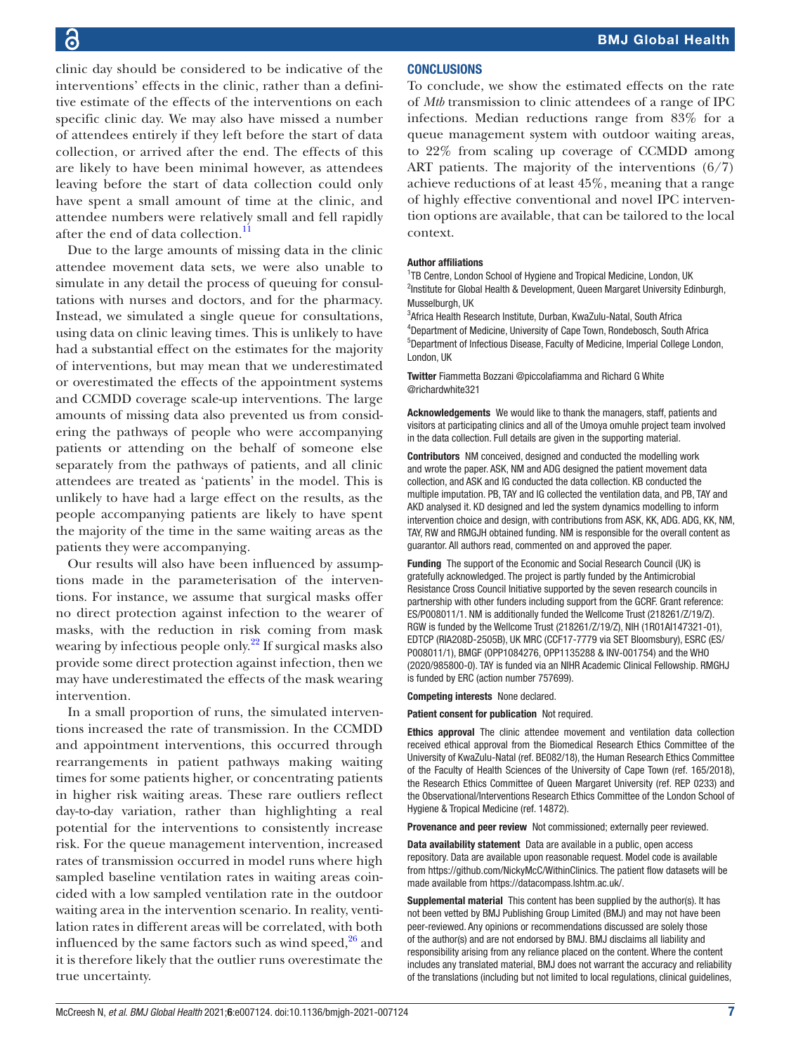clinic day should be considered to be indicative of the interventions' effects in the clinic, rather than a definitive estimate of the effects of the interventions on each specific clinic day. We may also have missed a number of attendees entirely if they left before the start of data collection, or arrived after the end. The effects of this are likely to have been minimal however, as attendees leaving before the start of data collection could only have spent a small amount of time at the clinic, and attendee numbers were relatively small and fell rapidly after the end of data collection.[11]

Due to the large amounts of missing data in the clinic attendee movement data sets, we were also unable to simulate in any detail the process of queuing for consultations with nurses and doctors, and for the pharmacy. Instead, we simulated a single queue for consultations, using data on clinic leaving times. This is unlikely to have had a substantial effect on the estimates for the majority of interventions, but may mean that we underestimated or overestimated the effects of the appointment systems and CCMDD coverage scale-up interventions. The large amounts of missing data also prevented us from considering the pathways of people who were accompanying patients or attending on the behalf of someone else separately from the pathways of patients, and all clinic attendees are treated as 'patients' in the model. This is unlikely to have had a large effect on the results, as the people accompanying patients are likely to have spent the majority of the time in the same waiting areas as the patients they were accompanying.

Our results will also have been influenced by assumptions made in the parameterisation of the interventions. For instance, we assume that surgical masks offer no direct protection against infection to the wearer of masks, with the reduction in risk coming from mask wearing by infectious people only.[22] If surgical masks also provide some direct protection against infection, then we may have underestimated the effects of the mask wearing intervention.

In a small proportion of runs, the simulated interventions increased the rate of transmission. In the CCMDD and appointment interventions, this occurred through rearrangements in patient pathways making waiting times for some patients higher, or concentrating patients in higher risk waiting areas. These rare outliers reflect day-to-day variation, rather than highlighting a real potential for the interventions to consistently increase risk. For the queue management intervention, increased rates of transmission occurred in model runs where high sampled baseline ventilation rates in waiting areas coincided with a low sampled ventilation rate in the outdoor waiting area in the intervention scenario. In reality, ventilation rates in different areas will be correlated, with both influenced by the same factors such as wind speed,[26] and it is therefore likely that the outlier runs overestimate the true uncertainty.

## CONCLUSIONS

To conclude, we show the estimated effects on the rate of *Mtb* transmission to clinic attendees of a range of IPC infections. Median reductions range from 83% for a queue management system with outdoor waiting areas, to 22% from scaling up coverage of CCMDD among ART patients. The majority of the interventions (6/7) achieve reductions of at least 45%, meaning that a range of highly effective conventional and novel IPC intervention options are available, that can be tailored to the local context.

**Author affiliations**

[1]TB Centre, London School of Hygiene and Tropical Medicine, London, UK
[2]Institute for Global Health & Development, Queen Margaret University Edinburgh, Musselburgh, UK
[3]Africa Health Research Institute, Durban, KwaZulu-Natal, South Africa
[4]Department of Medicine, University of Cape Town, Rondebosch, South Africa
[5]Department of Infectious Disease, Faculty of Medicine, Imperial College London, London, UK

**Twitter** Fiammetta Bozzani @piccolafiamma and Richard G White @richardwhite321

**Acknowledgements** We would like to thank the managers, staff, patients and visitors at participating clinics and all of the Umoya omuhle project team involved in the data collection. Full details are given in the supporting material.

**Contributors** NM conceived, designed and conducted the modelling work and wrote the paper. ASK, NM and ADG designed the patient movement data collection, and ASK and IG conducted the data collection. KB conducted the multiple imputation. PB, TAY and IG collected the ventilation data, and PB, TAY and AKD analysed it. KD designed and led the system dynamics modelling to inform intervention choice and design, with contributions from ASK, KK, ADG. ADG, KK, NM, TAY, RW and RMGJH obtained funding. NM is responsible for the overall content as guarantor. All authors read, commented on and approved the paper.

**Funding** The support of the Economic and Social Research Council (UK) is gratefully acknowledged. The project is partly funded by the Antimicrobial Resistance Cross Council Initiative supported by the seven research councils in partnership with other funders including support from the GCRF. Grant reference: ES/P008011/1. NM is additionally funded the Wellcome Trust (218261/Z/19/Z). RGW is funded by the Wellcome Trust (218261/Z/19/Z), NIH (1R01AI147321-01), EDTCP (RIA208D-2505B), UK MRC (CCF17-7779 via SET Bloomsbury), ESRC (ES/P008011/1), BMGF (OPP1084276, OPP1135288 & INV-001754) and the WHO (2020/985800-0). TAY is funded via an NIHR Academic Clinical Fellowship. RMGHJ is funded by ERC (action number 757699).

**Competing interests** None declared.

**Patient consent for publication** Not required.

**Ethics approval** The clinic attendee movement and ventilation data collection received ethical approval from the Biomedical Research Ethics Committee of the University of KwaZulu-Natal (ref. BE082/18), the Human Research Ethics Committee of the Faculty of Health Sciences of the University of Cape Town (ref. 165/2018), the Research Ethics Committee of Queen Margaret University (ref. REP 0233) and the Observational/Interventions Research Ethics Committee of the London School of Hygiene & Tropical Medicine (ref. 14872).

**Provenance and peer review** Not commissioned; externally peer reviewed.

**Data availability statement** Data are available in a public, open access repository. Data are available upon reasonable request. Model code is available from https://github.com/NickyMcC/WithinClinics. The patient flow datasets will be made available from https://datacompass.lshtm.ac.uk/.

**Supplemental material** This content has been supplied by the author(s). It has not been vetted by BMJ Publishing Group Limited (BMJ) and may not have been peer-reviewed. Any opinions or recommendations discussed are solely those of the author(s) and are not endorsed by BMJ. BMJ disclaims all liability and responsibility arising from any reliance placed on the content. Where the content includes any translated material, BMJ does not warrant the accuracy and reliability of the translations (including but not limited to local regulations, clinical guidelines,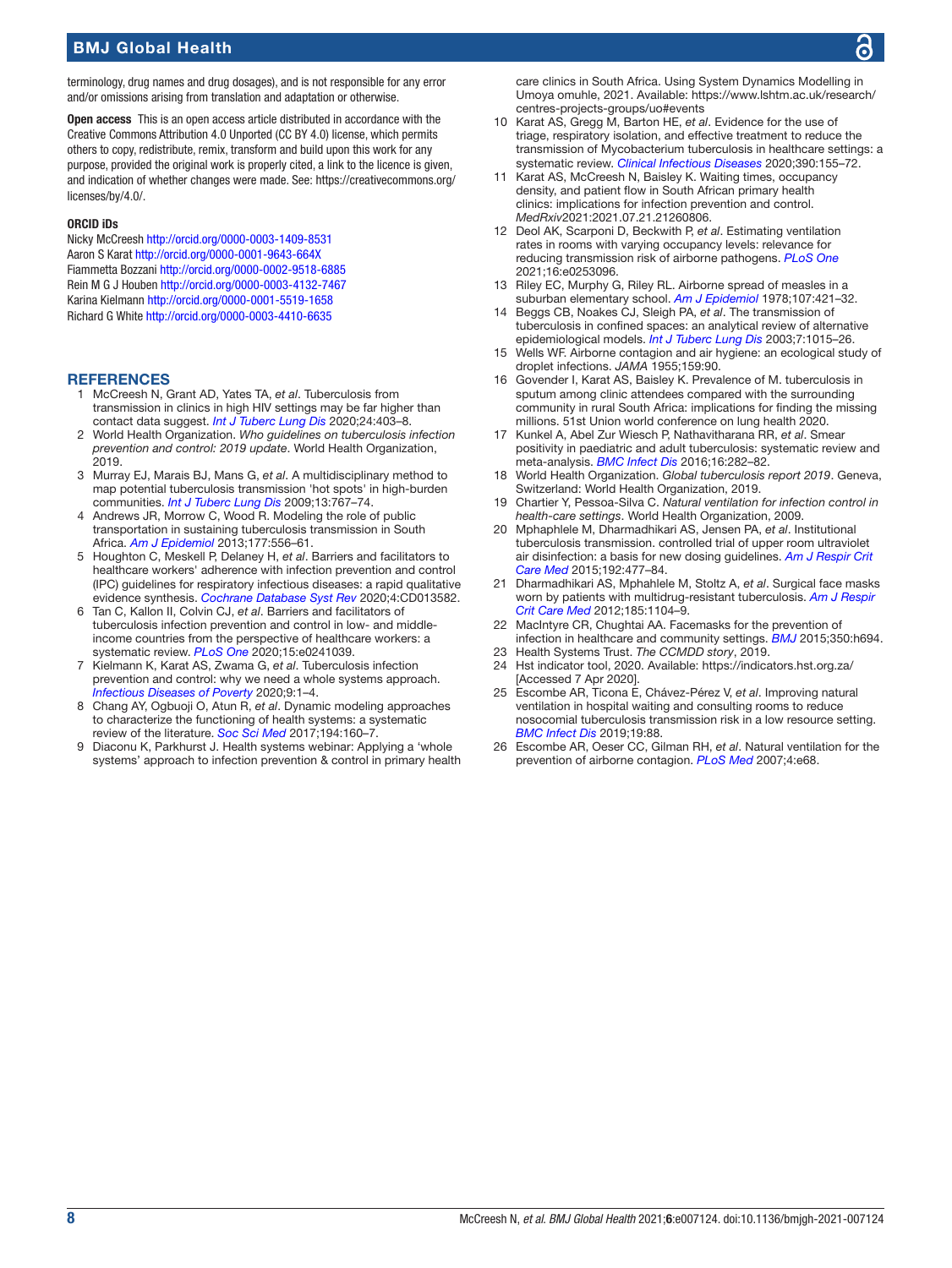terminology, drug names and drug dosages), and is not responsible for any error and/or omissions arising from translation and adaptation or otherwise.

**Open access** This is an open access article distributed in accordance with the Creative Commons Attribution 4.0 Unported (CC BY 4.0) license, which permits others to copy, redistribute, remix, transform and build upon this work for any purpose, provided the original work is properly cited, a link to the licence is given, and indication of whether changes were made. See: https://creativecommons.org/licenses/by/4.0/.

#### ORCID iDs

Nicky McCreesh http://orcid.org/0000-0003-1409-8531
Aaron S Karat http://orcid.org/0000-0001-9643-664X
Fiammetta Bozzani http://orcid.org/0000-0002-9518-6885
Rein M G J Houben http://orcid.org/0000-0003-4132-7467
Karina Kielmann http://orcid.org/0000-0001-5519-1658
Richard G White http://orcid.org/0000-0003-4410-6635

## REFERENCES

1. McCreesh N, Grant AD, Yates TA, *et al*. Tuberculosis from transmission in clinics in high HIV settings may be far higher than contact data suggest. *Int J Tuberc Lung Dis* 2020;24:403–8.
2. World Health Organization. *Who guidelines on tuberculosis infection prevention and control: 2019 update*. World Health Organization, 2019.
3. Murray EJ, Marais BJ, Mans G, *et al*. A multidisciplinary method to map potential tuberculosis transmission 'hot spots' in high-burden communities. *Int J Tuberc Lung Dis* 2009;13:767–74.
4. Andrews JR, Morrow C, Wood R. Modeling the role of public transportation in sustaining tuberculosis transmission in South Africa. *Am J Epidemiol* 2013;177:556–61.
5. Houghton C, Meskell P, Delaney H, *et al*. Barriers and facilitators to healthcare workers' adherence with infection prevention and control (IPC) guidelines for respiratory infectious diseases: a rapid qualitative evidence synthesis. *Cochrane Database Syst Rev* 2020;4:CD013582.
6. Tan C, Kallon II, Colvin CJ, *et al*. Barriers and facilitators of tuberculosis infection prevention and control in low- and middle-income countries from the perspective of healthcare workers: a systematic review. *PLoS One* 2020;15:e0241039.
7. Kielmann K, Karat AS, Zwama G, *et al*. Tuberculosis infection prevention and control: why we need a whole systems approach. *Infectious Diseases of Poverty* 2020;9:1–4.
8. Chang AY, Ogbuoji O, Atun R, *et al*. Dynamic modeling approaches to characterize the functioning of health systems: a systematic review of the literature. *Soc Sci Med* 2017;194:160–7.
9. Diaconu K, Parkhurst J. Health systems webinar: Applying a 'whole systems' approach to infection prevention & control in primary health care clinics in South Africa. Using System Dynamics Modelling in Umoya omuhle, 2021. Available: https://www.lshtm.ac.uk/research/centres-projects-groups/uo#events
10. Karat AS, Gregg M, Barton HE, *et al*. Evidence for the use of triage, respiratory isolation, and effective treatment to reduce the transmission of Mycobacterium tuberculosis in healthcare settings: a systematic review. *Clinical Infectious Diseases* 2020;390:155–72.
11. Karat AS, McCreesh N, Baisley K. Waiting times, occupancy density, and patient flow in South African primary health clinics: implications for infection prevention and control. *MedRxiv*2021:2021.07.21.21260806.
12. Deol AK, Scarponi D, Beckwith P, *et al*. Estimating ventilation rates in rooms with varying occupancy levels: relevance for reducing transmission risk of airborne pathogens. *PLoS One* 2021;16:e0253096.
13. Riley EC, Murphy G, Riley RL. Airborne spread of measles in a suburban elementary school. *Am J Epidemiol* 1978;107:421–32.
14. Beggs CB, Noakes CJ, Sleigh PA, *et al*. The transmission of tuberculosis in confined spaces: an analytical review of alternative epidemiological models. *Int J Tuberc Lung Dis* 2003;7:1015–26.
15. Wells WF. Airborne contagion and air hygiene: an ecological study of droplet infections. *JAMA* 1955;159:90.
16. Govender I, Karat AS, Baisley K. Prevalence of M. tuberculosis in sputum among clinic attendees compared with the surrounding community in rural South Africa: implications for finding the missing millions. 51st Union world conference on lung health 2020.
17. Kunkel A, Abel Zur Wiesch P, Nathavitharana RR, *et al*. Smear positivity in paediatric and adult tuberculosis: systematic review and meta-analysis. *BMC Infect Dis* 2016;16:282–82.
18. World Health Organization. *Global tuberculosis report 2019*. Geneva, Switzerland: World Health Organization, 2019.
19. Chartier Y, Pessoa-Silva C. *Natural ventilation for infection control in health-care settings*. World Health Organization, 2009.
20. Mphaphlele M, Dharmadhikari AS, Jensen PA, *et al*. Institutional tuberculosis transmission. controlled trial of upper room ultraviolet air disinfection: a basis for new dosing guidelines. *Am J Respir Crit Care Med* 2015;192:477–84.
21. Dharmadhikari AS, Mphahlele M, Stoltz A, *et al*. Surgical face masks worn by patients with multidrug-resistant tuberculosis. *Am J Respir Crit Care Med* 2012;185:1104–9.
22. MacIntyre CR, Chughtai AA. Facemasks for the prevention of infection in healthcare and community settings. *BMJ* 2015;350:h694.
23. Health Systems Trust. *The CCMDD story*, 2019.
24. Hst indicator tool, 2020. Available: https://indicators.hst.org.za/ [Accessed 7 Apr 2020].
25. Escombe AR, Ticona E, Chávez-Pérez V, *et al*. Improving natural ventilation in hospital waiting and consulting rooms to reduce nosocomial tuberculosis transmission risk in a low resource setting. *BMC Infect Dis* 2019;19:88.
26. Escombe AR, Oeser CC, Gilman RH, *et al*. Natural ventilation for the prevention of airborne contagion. *PLoS Med* 2007;4:e68.